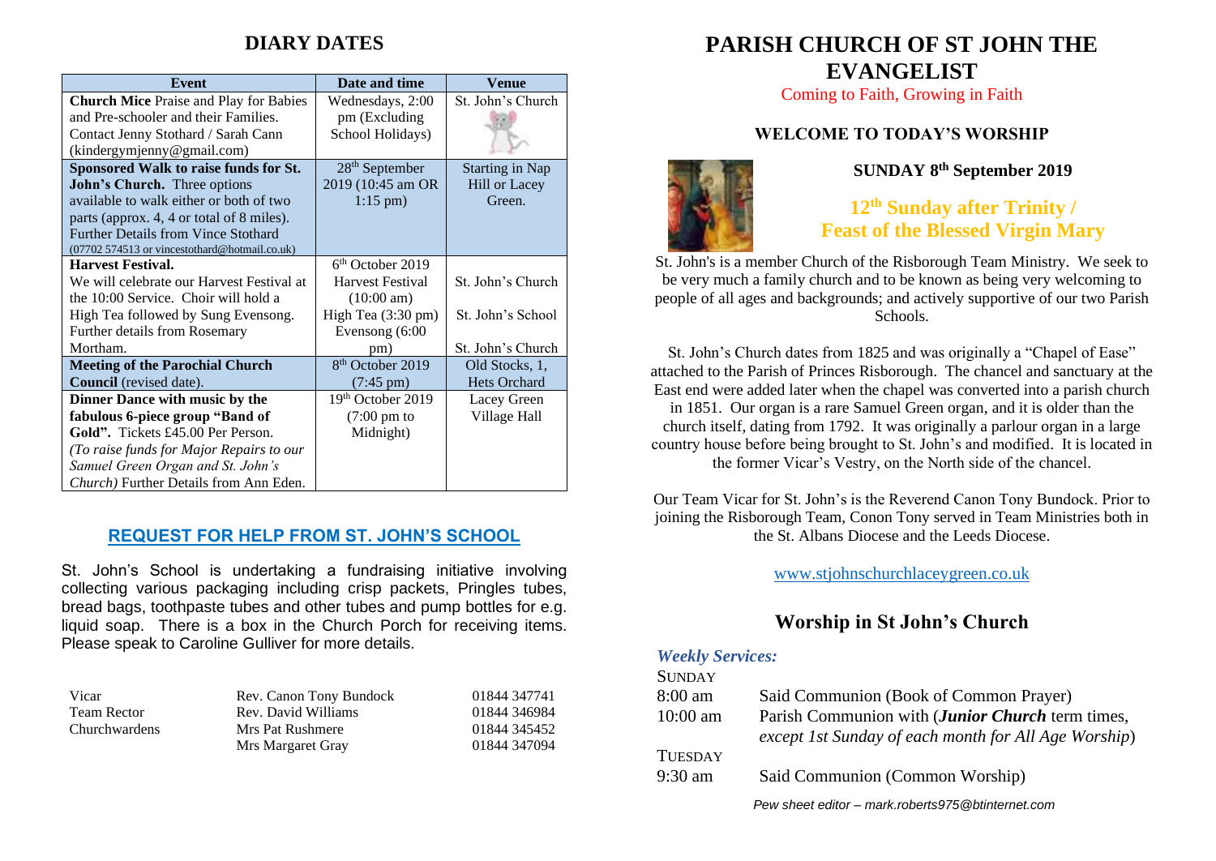## DIARY DATES

| Event | Date and time | Venue |
|---|---|---|
| **Church Mice** Praise and Play for Babies and Pre-schooler and their Families. Contact Jenny Stothard / Sarah Cann (kindergymjenny@gmail.com) | Wednesdays, 2:00 pm (Excluding School Holidays) | St. John's Church |
| **Sponsored Walk to raise funds for St. John's Church.** Three options available to walk either or both of two parts (approx. 4, 4 or total of 8 miles). Further Details from Vince Stothard (07702 574513 or vincestothard@hotmail.co.uk) | 28th September 2019 (10:45 am OR 1:15 pm) | Starting in Nap Hill or Lacey Green. |
| **Harvest Festival.** We will celebrate our Harvest Festival at the 10:00 Service. Choir will hold a High Tea followed by Sung Evensong. Further details from Rosemary Mortham. | 6th October 2019 Harvest Festival (10:00 am) High Tea (3:30 pm) Evensong (6:00 pm) | St. John's Church St. John's School St. John's Church |
| **Meeting of the Parochial Church Council** (revised date). | 8th October 2019 (7:45 pm) | Old Stocks, 1, Hets Orchard |
| **Dinner Dance with music by the fabulous 6-piece group "Band of Gold".** Tickets £45.00 Per Person. *(To raise funds for Major Repairs to our Samuel Green Organ and St. John's Church)* Further Details from Ann Eden. | 19th October 2019 (7:00 pm to Midnight) | Lacey Green Village Hall |

## REQUEST FOR HELP FROM ST. JOHN'S SCHOOL

St. John's School is undertaking a fundraising initiative involving collecting various packaging including crisp packets, Pringles tubes, bread bags, toothpaste tubes and other tubes and pump bottles for e.g. liquid soap. There is a box in the Church Porch for receiving items. Please speak to Caroline Gulliver for more details.

| | | |
|---|---|---|
| Vicar | Rev. Canon Tony Bundock | 01844 347741 |
| Team Rector | Rev. David Williams | 01844 346984 |
| Churchwardens | Mrs Pat Rushmere | 01844 345452 |
| | Mrs Margaret Gray | 01844 347094 |

# PARISH CHURCH OF ST JOHN THE EVANGELIST

Coming to Faith, Growing in Faith

### WELCOME TO TODAY'S WORSHIP

**SUNDAY 8th September 2019**

## 12th Sunday after Trinity / Feast of the Blessed Virgin Mary

St. John's is a member Church of the Risborough Team Ministry. We seek to be very much a family church and to be known as being very welcoming to people of all ages and backgrounds; and actively supportive of our two Parish Schools.

St. John's Church dates from 1825 and was originally a "Chapel of Ease" attached to the Parish of Princes Risborough. The chancel and sanctuary at the East end were added later when the chapel was converted into a parish church in 1851. Our organ is a rare Samuel Green organ, and it is older than the church itself, dating from 1792. It was originally a parlour organ in a large country house before being brought to St. John's and modified. It is located in the former Vicar's Vestry, on the North side of the chancel.

Our Team Vicar for St. John's is the Reverend Canon Tony Bundock. Prior to joining the Risborough Team, Conon Tony served in Team Ministries both in the St. Albans Diocese and the Leeds Diocese.

www.stjohnschurchlaceygreen.co.uk

## Worship in St John's Church

***Weekly Services:***

SUNDAY

8:00 am — Said Communion (Book of Common Prayer)

10:00 am — Parish Communion with (***Junior Church*** term times, *except 1st Sunday of each month for All Age Worship*)

TUESDAY

9:30 am — Said Communion (Common Worship)

*Pew sheet editor – mark.roberts975@btinternet.com*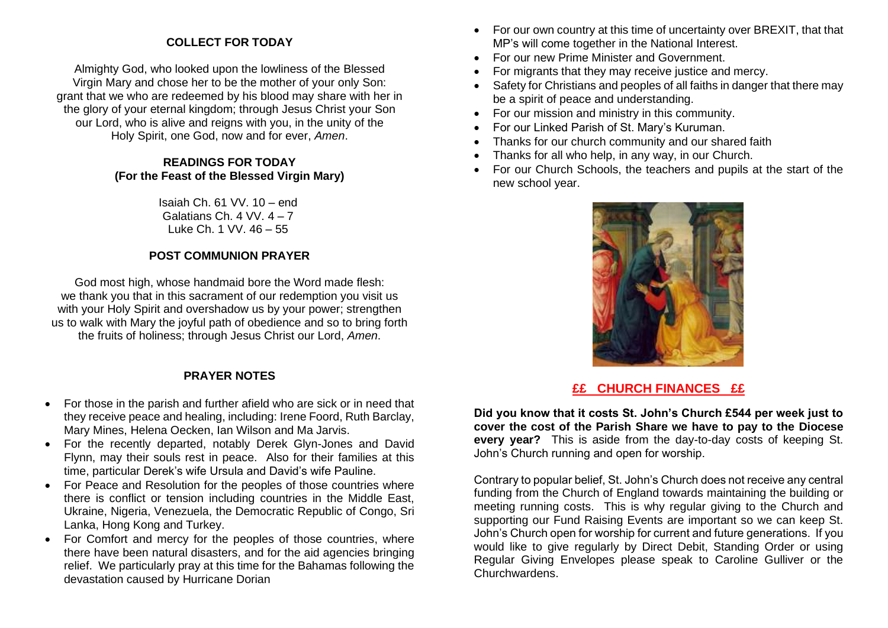## COLLECT FOR TODAY

Almighty God, who looked upon the lowliness of the Blessed Virgin Mary and chose her to be the mother of your only Son: grant that we who are redeemed by his blood may share with her in the glory of your eternal kingdom; through Jesus Christ your Son our Lord, who is alive and reigns with you, in the unity of the Holy Spirit, one God, now and for ever, *Amen*.

## READINGS FOR TODAY
**(For the Feast of the Blessed Virgin Mary)**

Isaiah Ch. 61 VV. 10 – end
Galatians Ch. 4 VV. 4 – 7
Luke Ch. 1 VV. 46 – 55

## POST COMMUNION PRAYER

God most high, whose handmaid bore the Word made flesh: we thank you that in this sacrament of our redemption you visit us with your Holy Spirit and overshadow us by your power; strengthen us to walk with Mary the joyful path of obedience and so to bring forth the fruits of holiness; through Jesus Christ our Lord, *Amen*.

## PRAYER NOTES

- For those in the parish and further afield who are sick or in need that they receive peace and healing, including: Irene Foord, Ruth Barclay, Mary Mines, Helena Oecken, Ian Wilson and Ma Jarvis.
- For the recently departed, notably Derek Glyn-Jones and David Flynn, may their souls rest in peace. Also for their families at this time, particular Derek's wife Ursula and David's wife Pauline.
- For Peace and Resolution for the peoples of those countries where there is conflict or tension including countries in the Middle East, Ukraine, Nigeria, Venezuela, the Democratic Republic of Congo, Sri Lanka, Hong Kong and Turkey.
- For Comfort and mercy for the peoples of those countries, where there have been natural disasters, and for the aid agencies bringing relief. We particularly pray at this time for the Bahamas following the devastation caused by Hurricane Dorian
- For our own country at this time of uncertainty over BREXIT, that that MP's will come together in the National Interest.
- For our new Prime Minister and Government.
- For migrants that they may receive justice and mercy.
- Safety for Christians and peoples of all faiths in danger that there may be a spirit of peace and understanding.
- For our mission and ministry in this community.
- For our Linked Parish of St. Mary's Kuruman.
- Thanks for our church community and our shared faith
- Thanks for all who help, in any way, in our Church.
- For our Church Schools, the teachers and pupils at the start of the new school year.

## ££ CHURCH FINANCES ££

**Did you know that it costs St. John's Church £544 per week just to cover the cost of the Parish Share we have to pay to the Diocese every year?** This is aside from the day-to-day costs of keeping St. John's Church running and open for worship.

Contrary to popular belief, St. John's Church does not receive any central funding from the Church of England towards maintaining the building or meeting running costs. This is why regular giving to the Church and supporting our Fund Raising Events are important so we can keep St. John's Church open for worship for current and future generations. If you would like to give regularly by Direct Debit, Standing Order or using Regular Giving Envelopes please speak to Caroline Gulliver or the Churchwardens.